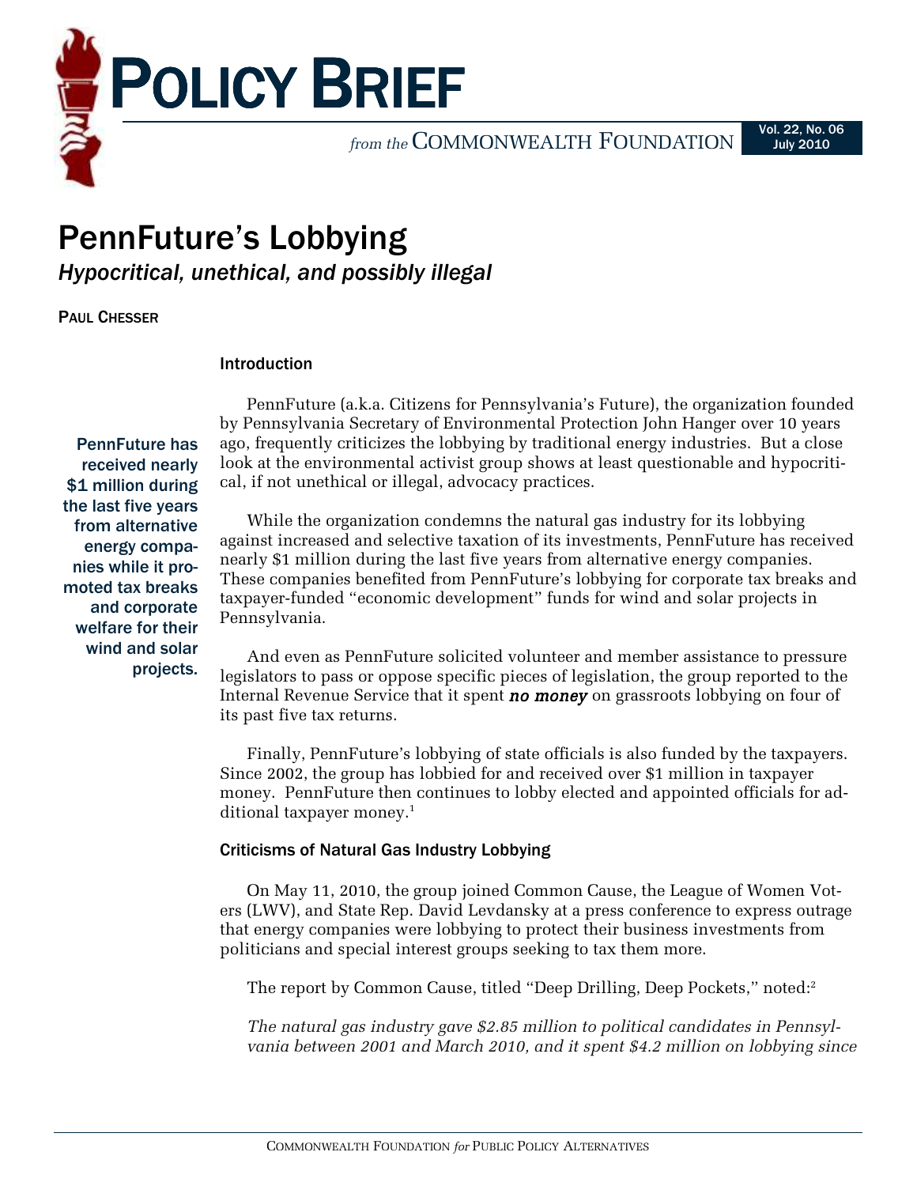# POLICY BRIEF

*from the* COMMONWEALTH FOUNDATION

Vol. 22, No. 06
July 2010

# PennFuture's Lobbying

*Hypocritical, unethical, and possibly illegal*

PAUL CHESSER

## Introduction

PennFuture has received nearly $1 million during the last five years from alternative energy companies while it promoted tax breaks and corporate welfare for their wind and solar projects.

PennFuture (a.k.a. Citizens for Pennsylvania's Future), the organization founded by Pennsylvania Secretary of Environmental Protection John Hanger over 10 years ago, frequently criticizes the lobbying by traditional energy industries. But a close look at the environmental activist group shows at least questionable and hypocritical, if not unethical or illegal, advocacy practices.

While the organization condemns the natural gas industry for its lobbying against increased and selective taxation of its investments, PennFuture has received nearly $1 million during the last five years from alternative energy companies. These companies benefited from PennFuture's lobbying for corporate tax breaks and taxpayer-funded "economic development" funds for wind and solar projects in Pennsylvania.

And even as PennFuture solicited volunteer and member assistance to pressure legislators to pass or oppose specific pieces of legislation, the group reported to the Internal Revenue Service that it spent ***no money*** on grassroots lobbying on four of its past five tax returns.

Finally, PennFuture's lobbying of state officials is also funded by the taxpayers. Since 2002, the group has lobbied for and received over $1 million in taxpayer money. PennFuture then continues to lobby elected and appointed officials for additional taxpayer money.[1]

## Criticisms of Natural Gas Industry Lobbying

On May 11, 2010, the group joined Common Cause, the League of Women Voters (LWV), and State Rep. David Levdansky at a press conference to express outrage that energy companies were lobbying to protect their business investments from politicians and special interest groups seeking to tax them more.

The report by Common Cause, titled "Deep Drilling, Deep Pockets," noted:[2]

*The natural gas industry gave $2.85 million to political candidates in Pennsylvania between 2001 and March 2010, and it spent $4.2 million on lobbying since*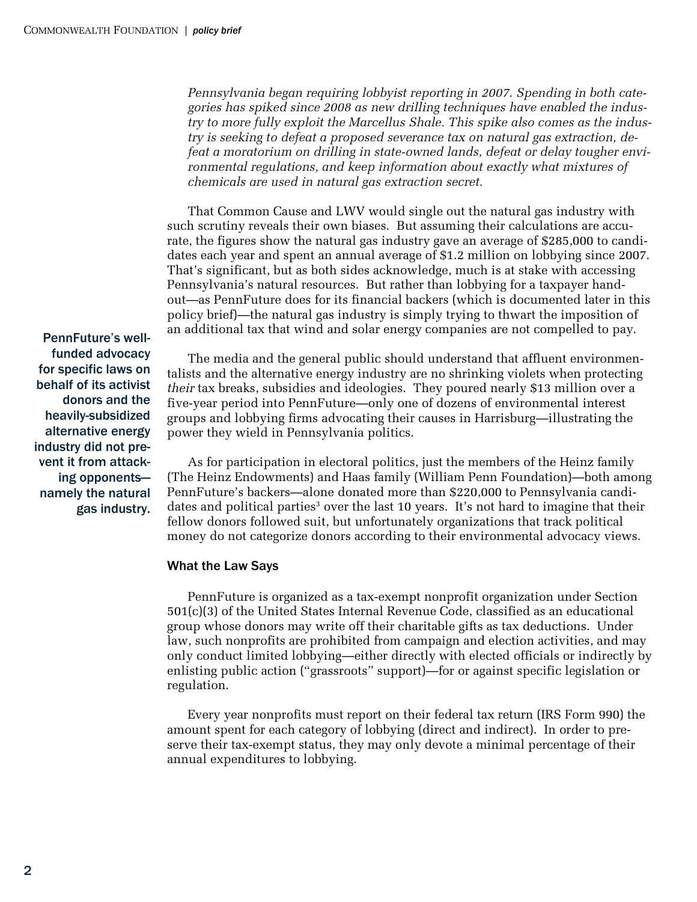*Pennsylvania began requiring lobbyist reporting in 2007. Spending in both categories has spiked since 2008 as new drilling techniques have enabled the industry to more fully exploit the Marcellus Shale. This spike also comes as the industry is seeking to defeat a proposed severance tax on natural gas extraction, defeat a moratorium on drilling in state-owned lands, defeat or delay tougher environmental regulations, and keep information about exactly what mixtures of chemicals are used in natural gas extraction secret.*

That Common Cause and LWV would single out the natural gas industry with such scrutiny reveals their own biases. But assuming their calculations are accurate, the figures show the natural gas industry gave an average of $285,000 to candidates each year and spent an annual average of $1.2 million on lobbying since 2007. That's significant, but as both sides acknowledge, much is at stake with accessing Pennsylvania's natural resources. But rather than lobbying for a taxpayer handout—as PennFuture does for its financial backers (which is documented later in this policy brief)—the natural gas industry is simply trying to thwart the imposition of an additional tax that wind and solar energy companies are not compelled to pay.

**PennFuture's well-funded advocacy for specific laws on behalf of its activist donors and the heavily-subsidized alternative energy industry did not prevent it from attacking opponents—namely the natural gas industry.**

The media and the general public should understand that affluent environmentalists and the alternative energy industry are no shrinking violets when protecting *their* tax breaks, subsidies and ideologies. They poured nearly $13 million over a five-year period into PennFuture—only one of dozens of environmental interest groups and lobbying firms advocating their causes in Harrisburg—illustrating the power they wield in Pennsylvania politics.

As for participation in electoral politics, just the members of the Heinz family (The Heinz Endowments) and Haas family (William Penn Foundation)—both among PennFuture's backers—alone donated more than $220,000 to Pennsylvania candidates and political parties[3] over the last 10 years. It's not hard to imagine that their fellow donors followed suit, but unfortunately organizations that track political money do not categorize donors according to their environmental advocacy views.

## What the Law Says

PennFuture is organized as a tax-exempt nonprofit organization under Section 501(c)(3) of the United States Internal Revenue Code, classified as an educational group whose donors may write off their charitable gifts as tax deductions. Under law, such nonprofits are prohibited from campaign and election activities, and may only conduct limited lobbying—either directly with elected officials or indirectly by enlisting public action ("grassroots" support)—for or against specific legislation or regulation.

Every year nonprofits must report on their federal tax return (IRS Form 990) the amount spent for each category of lobbying (direct and indirect). In order to preserve their tax-exempt status, they may only devote a minimal percentage of their annual expenditures to lobbying.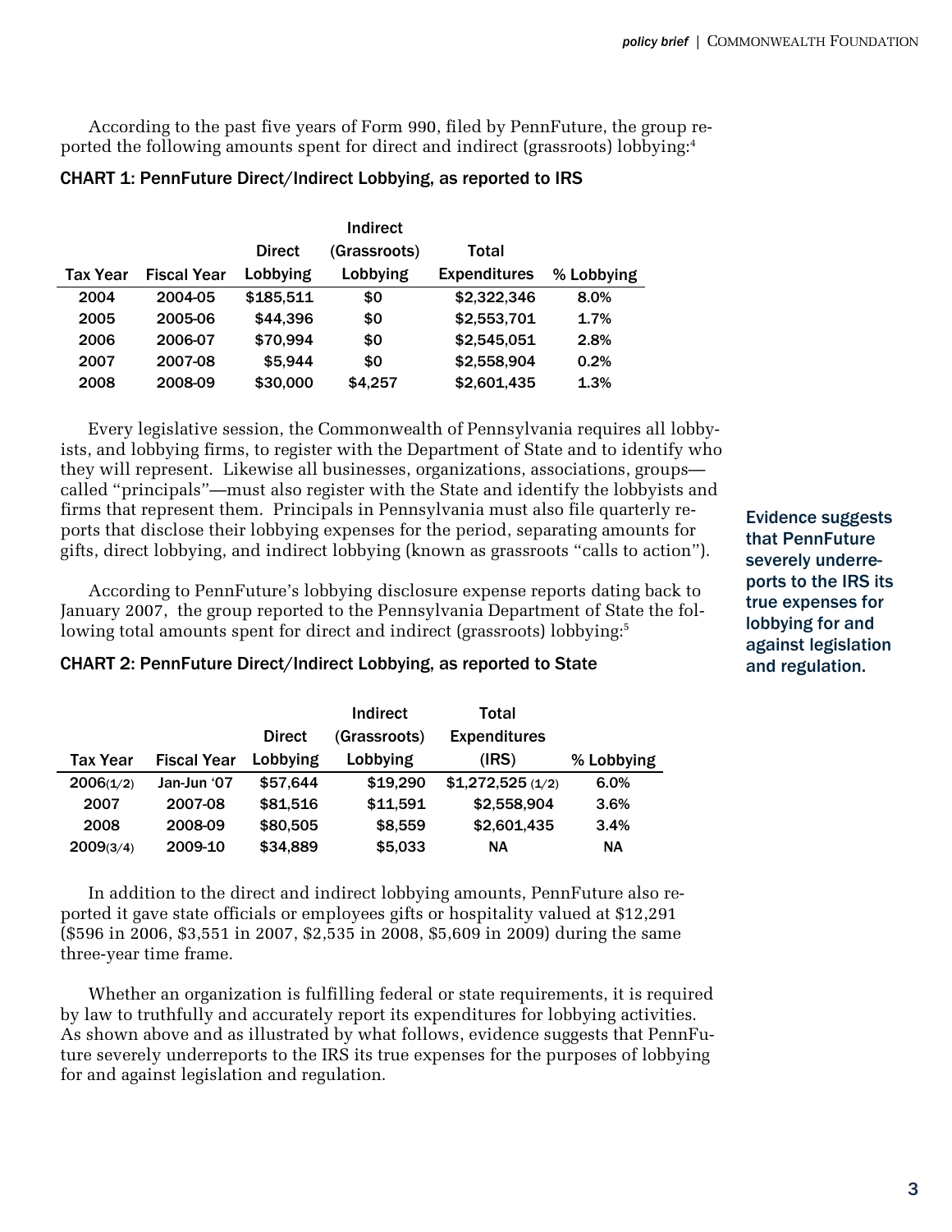According to the past five years of Form 990, filed by PennFuture, the group reported the following amounts spent for direct and indirect (grassroots) lobbying:[4]

**CHART 1: PennFuture Direct/Indirect Lobbying, as reported to IRS**

| Tax Year | Fiscal Year | Direct Lobbying | Indirect (Grassroots) Lobbying | Total Expenditures | % Lobbying |
|---|---|---|---|---|---|
| 2004 | 2004-05 | $185,511 | $0 | $2,322,346 | 8.0% |
| 2005 | 2005-06 | $44,396 | $0 | $2,553,701 | 1.7% |
| 2006 | 2006-07 | $70,994 | $0 | $2,545,051 | 2.8% |
| 2007 | 2007-08 | $5,944 | $0 | $2,558,904 | 0.2% |
| 2008 | 2008-09 | $30,000 | $4,257 | $2,601,435 | 1.3% |

Every legislative session, the Commonwealth of Pennsylvania requires all lobbyists, and lobbying firms, to register with the Department of State and to identify who they will represent. Likewise all businesses, organizations, associations, groups—called "principals"—must also register with the State and identify the lobbyists and firms that represent them. Principals in Pennsylvania must also file quarterly reports that disclose their lobbying expenses for the period, separating amounts for gifts, direct lobbying, and indirect lobbying (known as grassroots "calls to action").

According to PennFuture's lobbying disclosure expense reports dating back to January 2007, the group reported to the Pennsylvania Department of State the following total amounts spent for direct and indirect (grassroots) lobbying:[5]

**CHART 2: PennFuture Direct/Indirect Lobbying, as reported to State**

| Tax Year | Fiscal Year | Direct Lobbying | Indirect (Grassroots) Lobbying | Total Expenditures (IRS) | % Lobbying |
|---|---|---|---|---|---|
| 2006(1/2) | Jan-Jun '07 | $57,644 | $19,290 | $1,272,525 (1/2) | 6.0% |
| 2007 | 2007-08 | $81,516 | $11,591 | $2,558,904 | 3.6% |
| 2008 | 2008-09 | $80,505 | $8,559 | $2,601,435 | 3.4% |
| 2009(3/4) | 2009-10 | $34,889 | $5,033 | NA | NA |

In addition to the direct and indirect lobbying amounts, PennFuture also reported it gave state officials or employees gifts or hospitality valued at $12,291 ($596 in 2006, $3,551 in 2007, $2,535 in 2008, $5,609 in 2009) during the same three-year time frame.

Whether an organization is fulfilling federal or state requirements, it is required by law to truthfully and accurately report its expenditures for lobbying activities. As shown above and as illustrated by what follows, evidence suggests that PennFuture severely underreports to the IRS its true expenses for the purposes of lobbying for and against legislation and regulation.

**Evidence suggests that PennFuture severely underreports to the IRS its true expenses for lobbying for and against legislation and regulation.**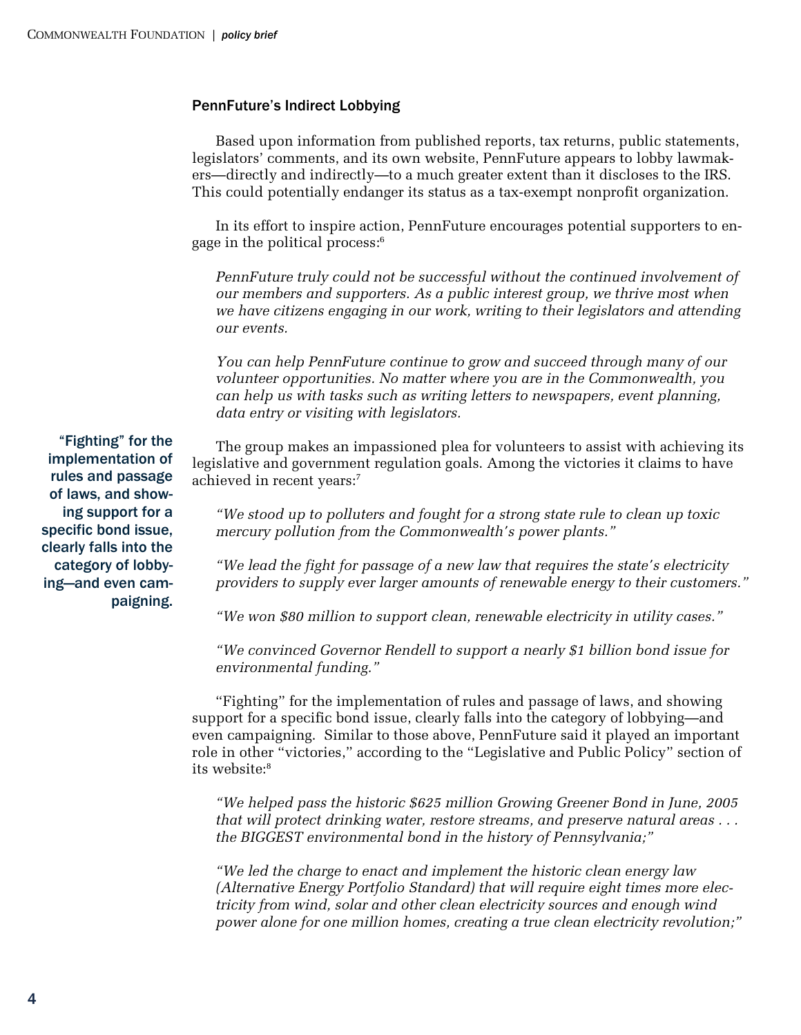### PennFuture's Indirect Lobbying

Based upon information from published reports, tax returns, public statements, legislators' comments, and its own website, PennFuture appears to lobby lawmakers—directly and indirectly—to a much greater extent than it discloses to the IRS. This could potentially endanger its status as a tax-exempt nonprofit organization.

In its effort to inspire action, PennFuture encourages potential supporters to engage in the political process:[6]

> *PennFuture truly could not be successful without the continued involvement of our members and supporters. As a public interest group, we thrive most when we have citizens engaging in our work, writing to their legislators and attending our events.*
>
> *You can help PennFuture continue to grow and succeed through many of our volunteer opportunities. No matter where you are in the Commonwealth, you can help us with tasks such as writing letters to newspapers, event planning, data entry or visiting with legislators.*

**"Fighting" for the implementation of rules and passage of laws, and showing support for a specific bond issue, clearly falls into the category of lobbying—and even campaigning.**

The group makes an impassioned plea for volunteers to assist with achieving its legislative and government regulation goals. Among the victories it claims to have achieved in recent years:[7]

> *"We stood up to polluters and fought for a strong state rule to clean up toxic mercury pollution from the Commonwealth's power plants."*
>
> *"We lead the fight for passage of a new law that requires the state's electricity providers to supply ever larger amounts of renewable energy to their customers."*
>
> *"We won $80 million to support clean, renewable electricity in utility cases."*
>
> *"We convinced Governor Rendell to support a nearly $1 billion bond issue for environmental funding."*

"Fighting" for the implementation of rules and passage of laws, and showing support for a specific bond issue, clearly falls into the category of lobbying—and even campaigning. Similar to those above, PennFuture said it played an important role in other "victories," according to the "Legislative and Public Policy" section of its website:[8]

> *"We helped pass the historic $625 million Growing Greener Bond in June, 2005 that will protect drinking water, restore streams, and preserve natural areas . . . the BIGGEST environmental bond in the history of Pennsylvania;"*
>
> *"We led the charge to enact and implement the historic clean energy law (Alternative Energy Portfolio Standard) that will require eight times more electricity from wind, solar and other clean electricity sources and enough wind power alone for one million homes, creating a true clean electricity revolution;"*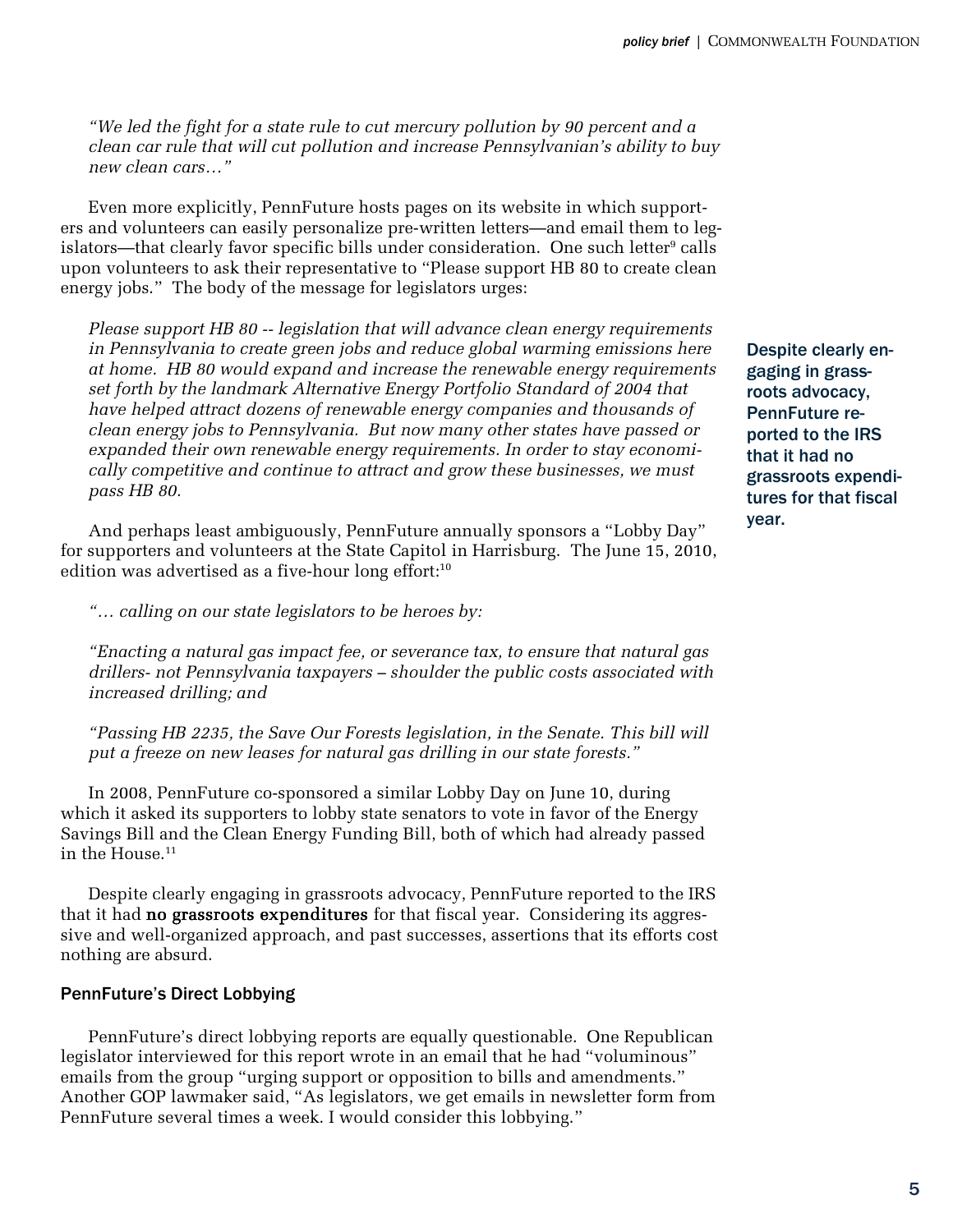*"We led the fight for a state rule to cut mercury pollution by 90 percent and a clean car rule that will cut pollution and increase Pennsylvanian's ability to buy new clean cars…"*

Even more explicitly, PennFuture hosts pages on its website in which supporters and volunteers can easily personalize pre-written letters—and email them to legislators—that clearly favor specific bills under consideration. One such letter[9] calls upon volunteers to ask their representative to "Please support HB 80 to create clean energy jobs." The body of the message for legislators urges:

*Please support HB 80 -- legislation that will advance clean energy requirements in Pennsylvania to create green jobs and reduce global warming emissions here at home. HB 80 would expand and increase the renewable energy requirements set forth by the landmark Alternative Energy Portfolio Standard of 2004 that have helped attract dozens of renewable energy companies and thousands of clean energy jobs to Pennsylvania. But now many other states have passed or expanded their own renewable energy requirements. In order to stay economically competitive and continue to attract and grow these businesses, we must pass HB 80.*

**Despite clearly engaging in grassroots advocacy, PennFuture reported to the IRS that it had no grassroots expenditures for that fiscal year.**

And perhaps least ambiguously, PennFuture annually sponsors a "Lobby Day" for supporters and volunteers at the State Capitol in Harrisburg. The June 15, 2010, edition was advertised as a five-hour long effort:[10]

*"… calling on our state legislators to be heroes by:*

*"Enacting a natural gas impact fee, or severance tax, to ensure that natural gas drillers- not Pennsylvania taxpayers – shoulder the public costs associated with increased drilling; and*

*"Passing HB 2235, the Save Our Forests legislation, in the Senate. This bill will put a freeze on new leases for natural gas drilling in our state forests."*

In 2008, PennFuture co-sponsored a similar Lobby Day on June 10, during which it asked its supporters to lobby state senators to vote in favor of the Energy Savings Bill and the Clean Energy Funding Bill, both of which had already passed in the House.[11]

Despite clearly engaging in grassroots advocacy, PennFuture reported to the IRS that it had **no grassroots expenditures** for that fiscal year. Considering its aggressive and well-organized approach, and past successes, assertions that its efforts cost nothing are absurd.

### PennFuture's Direct Lobbying

PennFuture's direct lobbying reports are equally questionable. One Republican legislator interviewed for this report wrote in an email that he had "voluminous" emails from the group "urging support or opposition to bills and amendments." Another GOP lawmaker said, "As legislators, we get emails in newsletter form from PennFuture several times a week. I would consider this lobbying."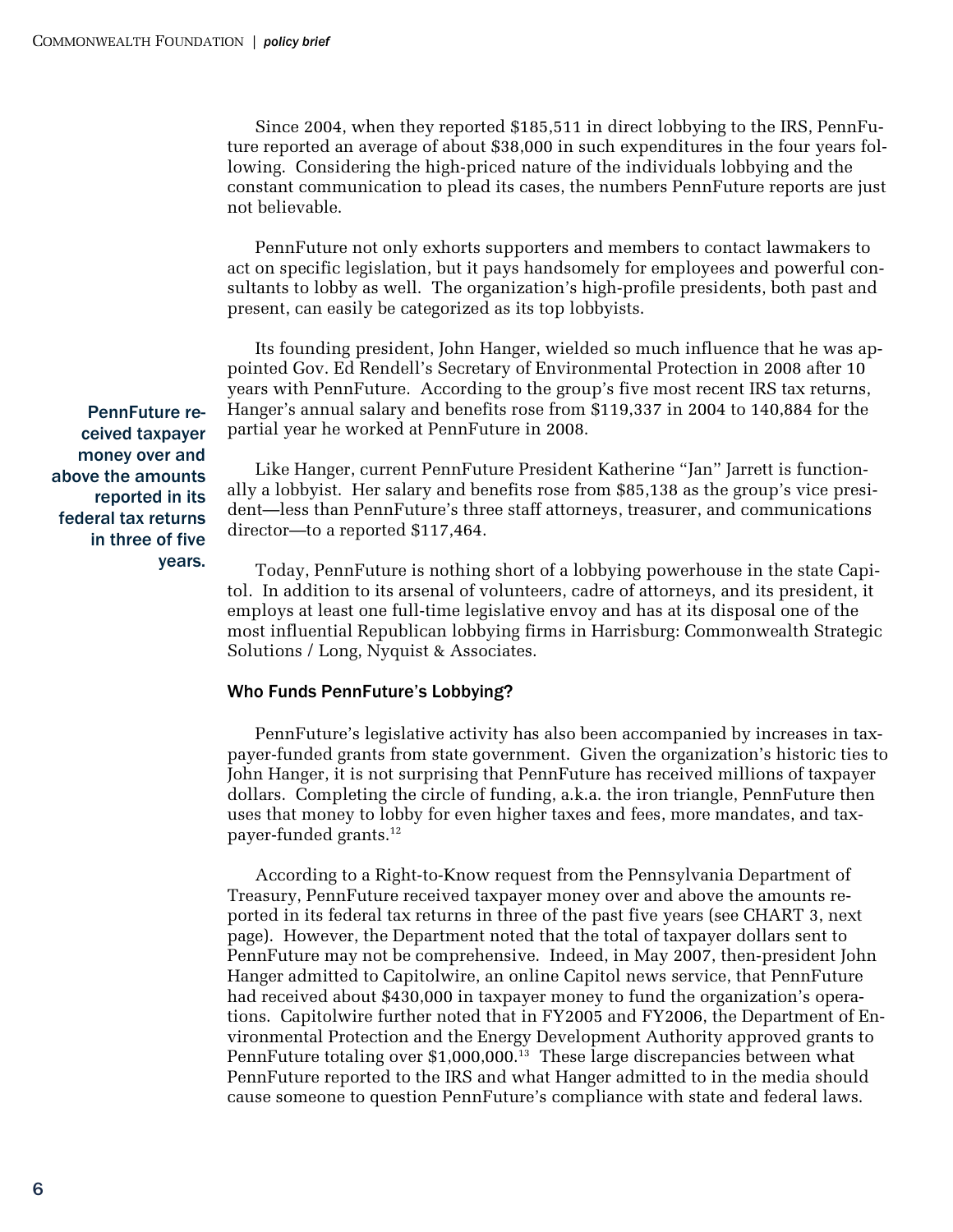Since 2004, when they reported $185,511 in direct lobbying to the IRS, PennFuture reported an average of about $38,000 in such expenditures in the four years following. Considering the high-priced nature of the individuals lobbying and the constant communication to plead its cases, the numbers PennFuture reports are just not believable.

PennFuture not only exhorts supporters and members to contact lawmakers to act on specific legislation, but it pays handsomely for employees and powerful consultants to lobby as well. The organization's high-profile presidents, both past and present, can easily be categorized as its top lobbyists.

Its founding president, John Hanger, wielded so much influence that he was appointed Gov. Ed Rendell's Secretary of Environmental Protection in 2008 after 10 years with PennFuture. According to the group's five most recent IRS tax returns, Hanger's annual salary and benefits rose from $119,337 in 2004 to 140,884 for the partial year he worked at PennFuture in 2008.

**PennFuture received taxpayer money over and above the amounts reported in its federal tax returns in three of five years.**

Like Hanger, current PennFuture President Katherine "Jan" Jarrett is functionally a lobbyist. Her salary and benefits rose from $85,138 as the group's vice president—less than PennFuture's three staff attorneys, treasurer, and communications director—to a reported $117,464.

Today, PennFuture is nothing short of a lobbying powerhouse in the state Capitol. In addition to its arsenal of volunteers, cadre of attorneys, and its president, it employs at least one full-time legislative envoy and has at its disposal one of the most influential Republican lobbying firms in Harrisburg: Commonwealth Strategic Solutions / Long, Nyquist & Associates.

### Who Funds PennFuture's Lobbying?

PennFuture's legislative activity has also been accompanied by increases in taxpayer-funded grants from state government. Given the organization's historic ties to John Hanger, it is not surprising that PennFuture has received millions of taxpayer dollars. Completing the circle of funding, a.k.a. the iron triangle, PennFuture then uses that money to lobby for even higher taxes and fees, more mandates, and taxpayer-funded grants.[12]

According to a Right-to-Know request from the Pennsylvania Department of Treasury, PennFuture received taxpayer money over and above the amounts reported in its federal tax returns in three of the past five years (see CHART 3, next page). However, the Department noted that the total of taxpayer dollars sent to PennFuture may not be comprehensive. Indeed, in May 2007, then-president John Hanger admitted to Capitolwire, an online Capitol news service, that PennFuture had received about $430,000 in taxpayer money to fund the organization's operations. Capitolwire further noted that in FY2005 and FY2006, the Department of Environmental Protection and the Energy Development Authority approved grants to PennFuture totaling over $1,000,000.[13] These large discrepancies between what PennFuture reported to the IRS and what Hanger admitted to in the media should cause someone to question PennFuture's compliance with state and federal laws.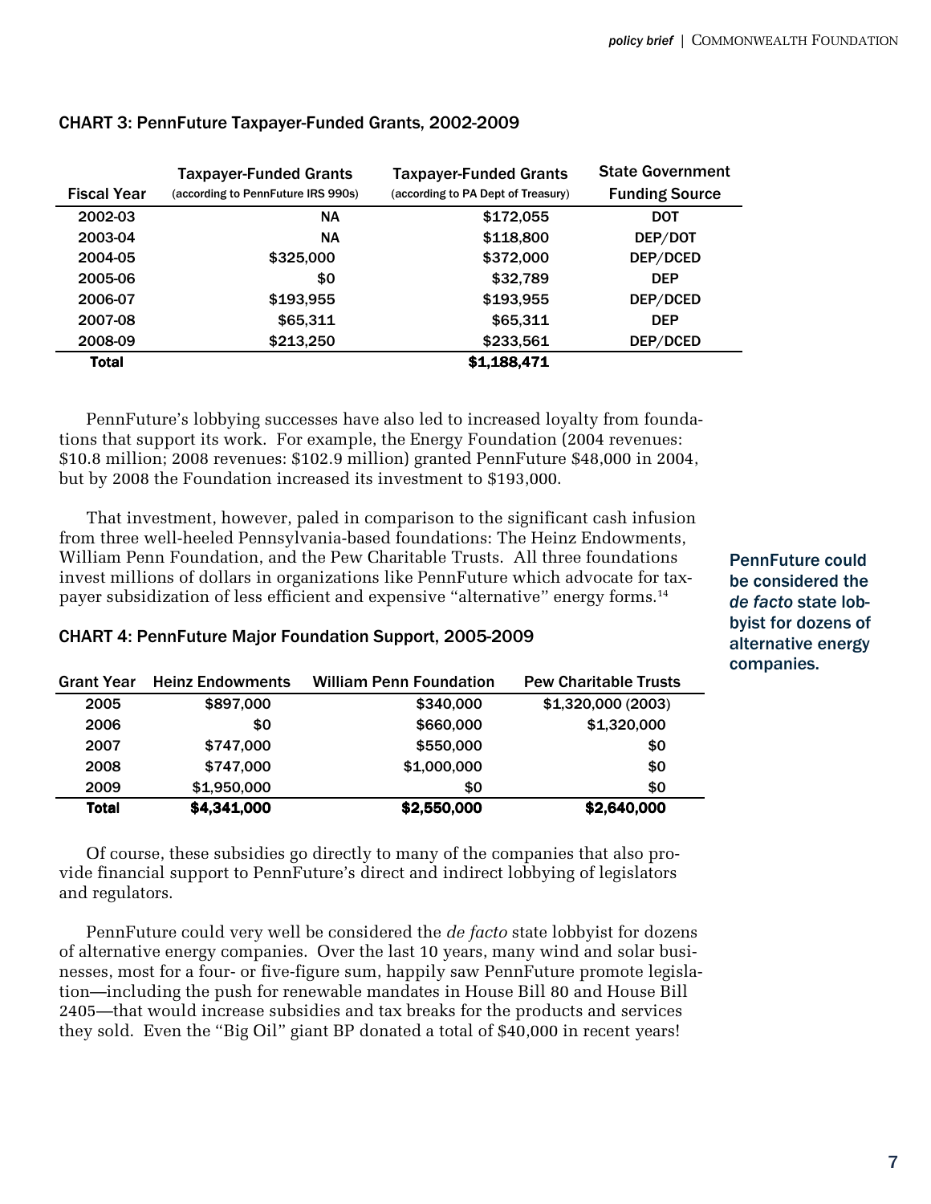CHART 3: PennFuture Taxpayer-Funded Grants, 2002-2009

| Fiscal Year | Taxpayer-Funded Grants (according to PennFuture IRS 990s) | Taxpayer-Funded Grants (according to PA Dept of Treasury) | State Government Funding Source |
|---|---|---|---|
| 2002-03 | NA | $172,055 | DOT |
| 2003-04 | NA | $118,800 | DEP/DOT |
| 2004-05 | $325,000 | $372,000 | DEP/DCED |
| 2005-06 | $0 | $32,789 | DEP |
| 2006-07 | $193,955 | $193,955 | DEP/DCED |
| 2007-08 | $65,311 | $65,311 | DEP |
| 2008-09 | $213,250 | $233,561 | DEP/DCED |
| **Total** | | **$1,188,471** | |

PennFuture's lobbying successes have also led to increased loyalty from foundations that support its work. For example, the Energy Foundation (2004 revenues: $10.8 million; 2008 revenues: $102.9 million) granted PennFuture $48,000 in 2004, but by 2008 the Foundation increased its investment to $193,000.

That investment, however, paled in comparison to the significant cash infusion from three well-heeled Pennsylvania-based foundations: The Heinz Endowments, William Penn Foundation, and the Pew Charitable Trusts. All three foundations invest millions of dollars in organizations like PennFuture which advocate for taxpayer subsidization of less efficient and expensive "alternative" energy forms.[14]

PennFuture could be considered the *de facto* state lobbyist for dozens of alternative energy companies.

CHART 4: PennFuture Major Foundation Support, 2005-2009

| Grant Year | Heinz Endowments | William Penn Foundation | Pew Charitable Trusts |
|---|---|---|---|
| 2005 | $897,000 | $340,000 | $1,320,000 (2003) |
| 2006 | $0 | $660,000 | $1,320,000 |
| 2007 | $747,000 | $550,000 | $0 |
| 2008 | $747,000 | $1,000,000 | $0 |
| 2009 | $1,950,000 | $0 | $0 |
| **Total** | **$4,341,000** | **$2,550,000** | **$2,640,000** |

Of course, these subsidies go directly to many of the companies that also provide financial support to PennFuture's direct and indirect lobbying of legislators and regulators.

PennFuture could very well be considered the *de facto* state lobbyist for dozens of alternative energy companies. Over the last 10 years, many wind and solar businesses, most for a four- or five-figure sum, happily saw PennFuture promote legislation—including the push for renewable mandates in House Bill 80 and House Bill 2405—that would increase subsidies and tax breaks for the products and services they sold. Even the "Big Oil" giant BP donated a total of $40,000 in recent years!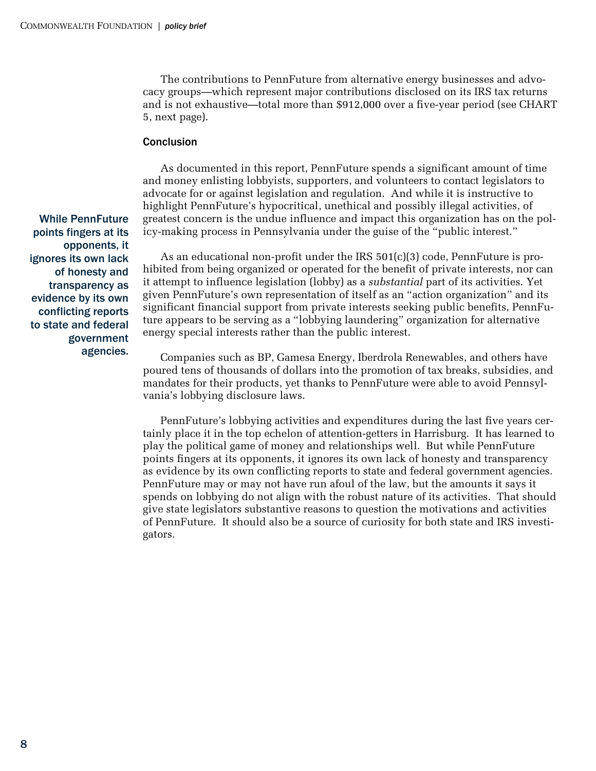The contributions to PennFuture from alternative energy businesses and advocacy groups—which represent major contributions disclosed on its IRS tax returns and is not exhaustive—total more than $912,000 over a five-year period (see CHART 5, next page).

## Conclusion

As documented in this report, PennFuture spends a significant amount of time and money enlisting lobbyists, supporters, and volunteers to contact legislators to advocate for or against legislation and regulation. And while it is instructive to highlight PennFuture's hypocritical, unethical and possibly illegal activities, of greatest concern is the undue influence and impact this organization has on the policy-making process in Pennsylvania under the guise of the "public interest."

**While PennFuture points fingers at its opponents, it ignores its own lack of honesty and transparency as evidence by its own conflicting reports to state and federal government agencies.**

As an educational non-profit under the IRS 501(c)(3) code, PennFuture is prohibited from being organized or operated for the benefit of private interests, nor can it attempt to influence legislation (lobby) as a *substantial* part of its activities. Yet given PennFuture's own representation of itself as an "action organization" and its significant financial support from private interests seeking public benefits, PennFuture appears to be serving as a "lobbying laundering" organization for alternative energy special interests rather than the public interest.

Companies such as BP, Gamesa Energy, Iberdrola Renewables, and others have poured tens of thousands of dollars into the promotion of tax breaks, subsidies, and mandates for their products, yet thanks to PennFuture were able to avoid Pennsylvania's lobbying disclosure laws.

PennFuture's lobbying activities and expenditures during the last five years certainly place it in the top echelon of attention-getters in Harrisburg. It has learned to play the political game of money and relationships well. But while PennFuture points fingers at its opponents, it ignores its own lack of honesty and transparency as evidence by its own conflicting reports to state and federal government agencies. PennFuture may or may not have run afoul of the law, but the amounts it says it spends on lobbying do not align with the robust nature of its activities. That should give state legislators substantive reasons to question the motivations and activities of PennFuture. It should also be a source of curiosity for both state and IRS investigators.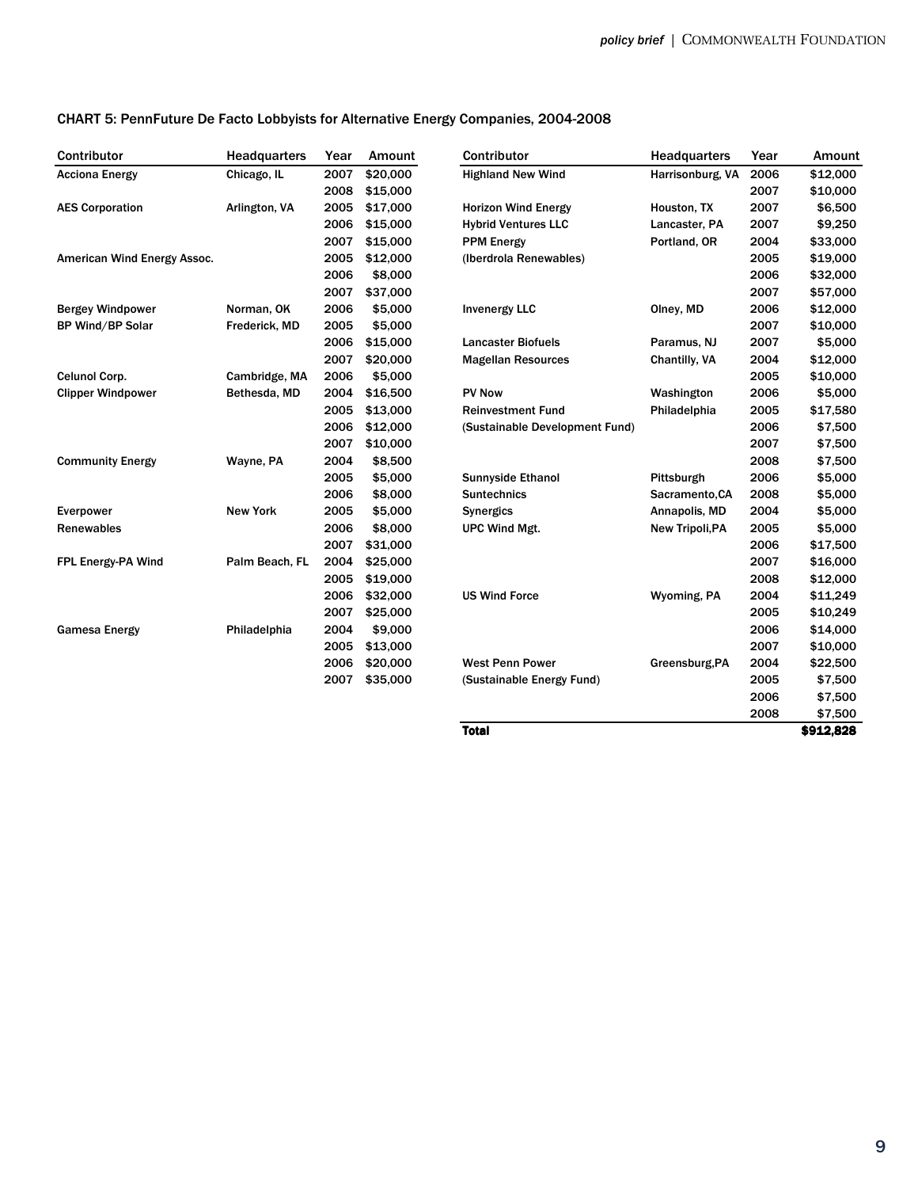## CHART 5: PennFuture De Facto Lobbyists for Alternative Energy Companies, 2004-2008

| Contributor | Headquarters | Year | Amount |
|---|---|---|---|
| Acciona Energy | Chicago, IL | 2007 | $20,000 |
| | | 2008 | $15,000 |
| AES Corporation | Arlington, VA | 2005 | $17,000 |
| | | 2006 | $15,000 |
| | | 2007 | $15,000 |
| American Wind Energy Assoc. | | 2005 | $12,000 |
| | | 2006 | $8,000 |
| | | 2007 | $37,000 |
| Bergey Windpower | Norman, OK | 2006 | $5,000 |
| BP Wind/BP Solar | Frederick, MD | 2005 | $5,000 |
| | | 2006 | $15,000 |
| | | 2007 | $20,000 |
| Celunol Corp. | Cambridge, MA | 2006 | $5,000 |
| Clipper Windpower | Bethesda, MD | 2004 | $16,500 |
| | | 2005 | $13,000 |
| | | 2006 | $12,000 |
| | | 2007 | $10,000 |
| Community Energy | Wayne, PA | 2004 | $8,500 |
| | | 2005 | $5,000 |
| | | 2006 | $8,000 |
| Everpower | New York | 2005 | $5,000 |
| Renewables | | 2006 | $8,000 |
| | | 2007 | $31,000 |
| FPL Energy-PA Wind | Palm Beach, FL | 2004 | $25,000 |
| | | 2005 | $19,000 |
| | | 2006 | $32,000 |
| | | 2007 | $25,000 |
| Gamesa Energy | Philadelphia | 2004 | $9,000 |
| | | 2005 | $13,000 |
| | | 2006 | $20,000 |
| | | 2007 | $35,000 |
| Highland New Wind | Harrisonburg, VA | 2006 | $12,000 |
| | | 2007 | $10,000 |
| Horizon Wind Energy | Houston, TX | 2007 | $6,500 |
| Hybrid Ventures LLC | Lancaster, PA | 2007 | $9,250 |
| PPM Energy | Portland, OR | 2004 | $33,000 |
| (Iberdrola Renewables) | | 2005 | $19,000 |
| | | 2006 | $32,000 |
| | | 2007 | $57,000 |
| Invenergy LLC | Olney, MD | 2006 | $12,000 |
| | | 2007 | $10,000 |
| Lancaster Biofuels | Paramus, NJ | 2007 | $5,000 |
| Magellan Resources | Chantilly, VA | 2004 | $12,000 |
| | | 2005 | $10,000 |
| PV Now | Washington | 2006 | $5,000 |
| Reinvestment Fund | Philadelphia | 2005 | $17,580 |
| (Sustainable Development Fund) | | 2006 | $7,500 |
| | | 2007 | $7,500 |
| | | 2008 | $7,500 |
| Sunnyside Ethanol | Pittsburgh | 2006 | $5,000 |
| Suntechnics | Sacramento,CA | 2008 | $5,000 |
| Synergics | Annapolis, MD | 2004 | $5,000 |
| UPC Wind Mgt. | New Tripoli,PA | 2005 | $5,000 |
| | | 2006 | $17,500 |
| | | 2007 | $16,000 |
| | | 2008 | $12,000 |
| US Wind Force | Wyoming, PA | 2004 | $11,249 |
| | | 2005 | $10,249 |
| | | 2006 | $14,000 |
| | | 2007 | $10,000 |
| West Penn Power | Greensburg,PA | 2004 | $22,500 |
| (Sustainable Energy Fund) | | 2005 | $7,500 |
| | | 2006 | $7,500 |
| | | 2008 | $7,500 |
| **Total** | | | **$912,828** |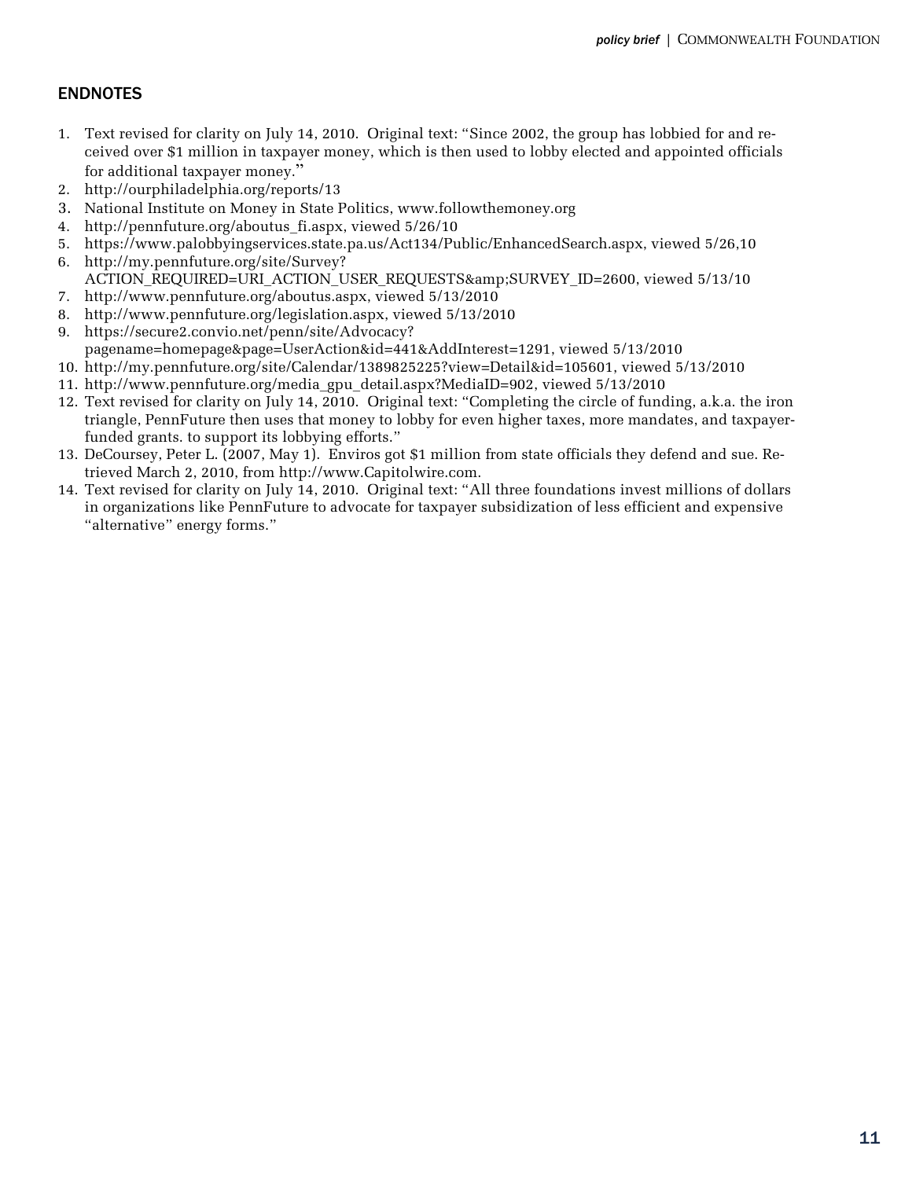## ENDNOTES

1. Text revised for clarity on July 14, 2010. Original text: "Since 2002, the group has lobbied for and received over $1 million in taxpayer money, which is then used to lobby elected and appointed officials for additional taxpayer money."
2. http://ourphiladelphia.org/reports/13
3. National Institute on Money in State Politics, www.followthemoney.org
4. http://pennfuture.org/aboutus_fi.aspx, viewed 5/26/10
5. https://www.palobbyingservices.state.pa.us/Act134/Public/EnhancedSearch.aspx, viewed 5/26,10
6. http://my.pennfuture.org/site/Survey?ACTION_REQUIRED=URI_ACTION_USER_REQUESTS&amp;SURVEY_ID=2600, viewed 5/13/10
7. http://www.pennfuture.org/aboutus.aspx, viewed 5/13/2010
8. http://www.pennfuture.org/legislation.aspx, viewed 5/13/2010
9. https://secure2.convio.net/penn/site/Advocacy?pagename=homepage&page=UserAction&id=441&AddInterest=1291, viewed 5/13/2010
10. http://my.pennfuture.org/site/Calendar/1389825225?view=Detail&id=105601, viewed 5/13/2010
11. http://www.pennfuture.org/media_gpu_detail.aspx?MediaID=902, viewed 5/13/2010
12. Text revised for clarity on July 14, 2010. Original text: "Completing the circle of funding, a.k.a. the iron triangle, PennFuture then uses that money to lobby for even higher taxes, more mandates, and taxpayer-funded grants. to support its lobbying efforts."
13. DeCoursey, Peter L. (2007, May 1). Enviros got $1 million from state officials they defend and sue. Retrieved March 2, 2010, from http://www.Capitolwire.com.
14. Text revised for clarity on July 14, 2010. Original text: "All three foundations invest millions of dollars in organizations like PennFuture to advocate for taxpayer subsidization of less efficient and expensive "alternative" energy forms."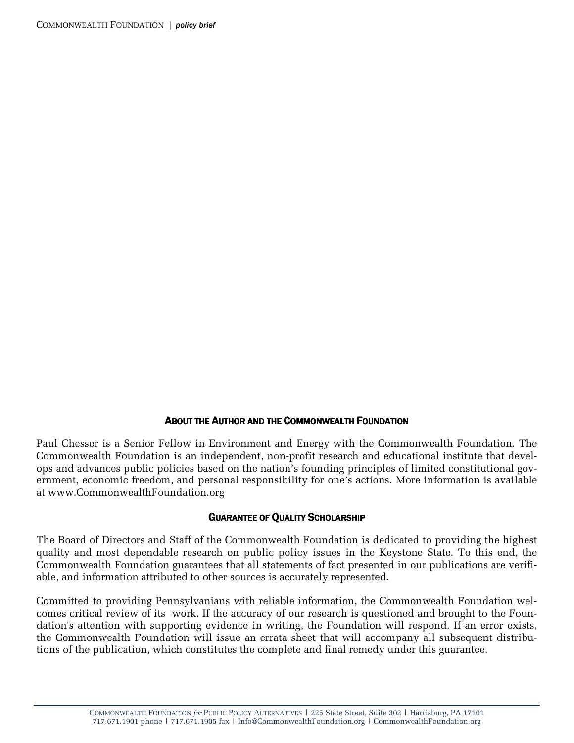### About the Author and the Commonwealth Foundation

Paul Chesser is a Senior Fellow in Environment and Energy with the Commonwealth Foundation. The Commonwealth Foundation is an independent, non-profit research and educational institute that develops and advances public policies based on the nation's founding principles of limited constitutional government, economic freedom, and personal responsibility for one's actions. More information is available at www.CommonwealthFoundation.org

### Guarantee of Quality Scholarship

The Board of Directors and Staff of the Commonwealth Foundation is dedicated to providing the highest quality and most dependable research on public policy issues in the Keystone State. To this end, the Commonwealth Foundation guarantees that all statements of fact presented in our publications are verifiable, and information attributed to other sources is accurately represented.

Committed to providing Pennsylvanians with reliable information, the Commonwealth Foundation welcomes critical review of its work. If the accuracy of our research is questioned and brought to the Foundation's attention with supporting evidence in writing, the Foundation will respond. If an error exists, the Commonwealth Foundation will issue an errata sheet that will accompany all subsequent distributions of the publication, which constitutes the complete and final remedy under this guarantee.

Commonwealth Foundation *for* Public Policy Alternatives | 225 State Street, Suite 302 | Harrisburg, PA 17101
717.671.1901 phone | 717.671.1905 fax | Info@CommonwealthFoundation.org | CommonwealthFoundation.org